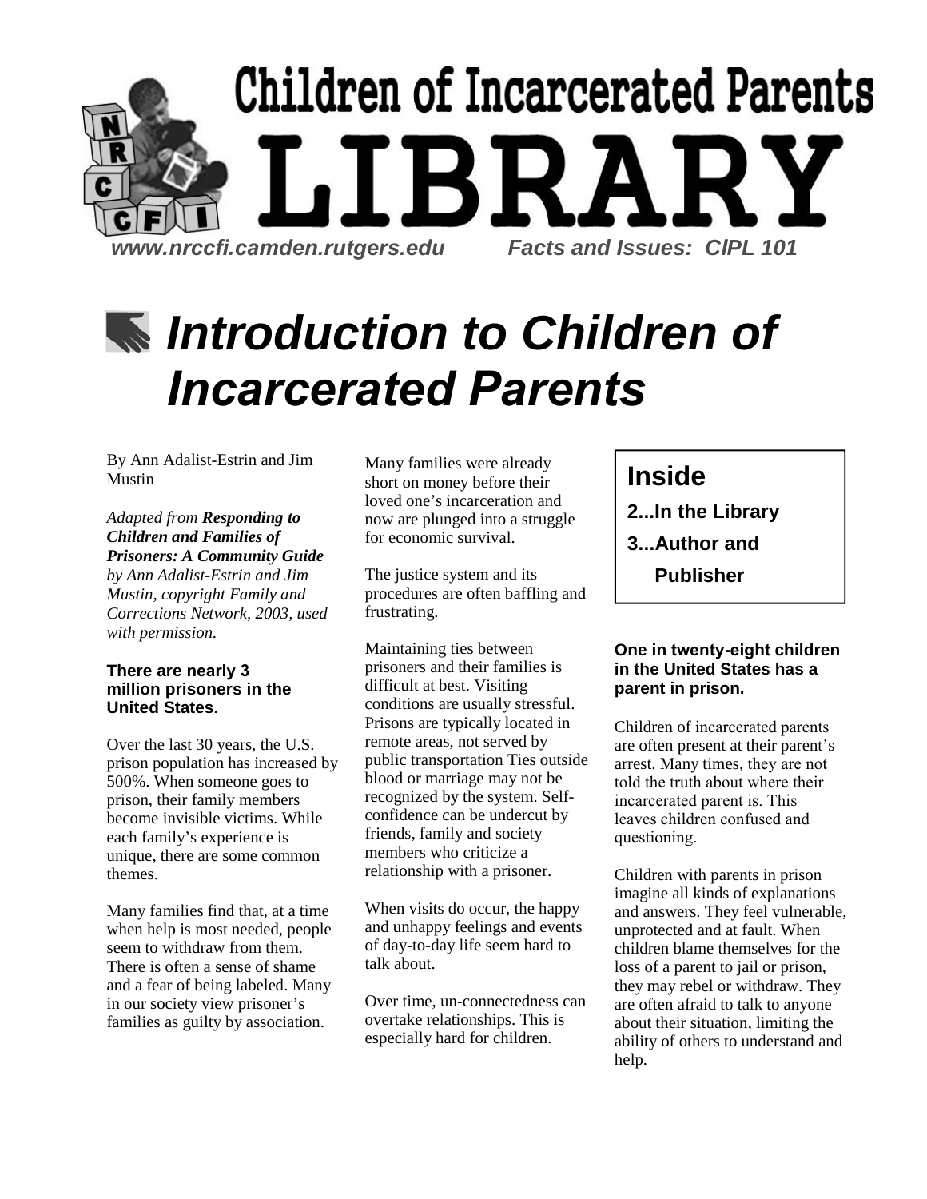# Children of Incarcerated Parents LIBRARY

www.nrccfi.camden.rutgers.edu Facts and Issues: CIPL 101

# *Introduction to Children of Incarcerated Parents*

By Ann Adalist-Estrin and Jim Mustin

*Adapted from **Responding to Children and Families of Prisoners: A Community Guide** by Ann Adalist-Estrin and Jim Mustin, copyright Family and Corrections Network, 2003, used with permission.*

**There are nearly 3 million prisoners in the United States.**

Over the last 30 years, the U.S. prison population has increased by 500%. When someone goes to prison, their family members become invisible victims. While each family's experience is unique, there are some common themes.

Many families find that, at a time when help is most needed, people seem to withdraw from them. There is often a sense of shame and a fear of being labeled. Many in our society view prisoner's families as guilty by association.

Many families were already short on money before their loved one's incarceration and now are plunged into a struggle for economic survival.

The justice system and its procedures are often baffling and frustrating.

Maintaining ties between prisoners and their families is difficult at best. Visiting conditions are usually stressful. Prisons are typically located in remote areas, not served by public transportation Ties outside blood or marriage may not be recognized by the system. Self-confidence can be undercut by friends, family and society members who criticize a relationship with a prisoner.

When visits do occur, the happy and unhappy feelings and events of day-to-day life seem hard to talk about.

Over time, un-connectedness can overtake relationships. This is especially hard for children.

## Inside

**2...In the Library**

**3...Author and Publisher**

**One in twenty-eight children in the United States has a parent in prison.**

Children of incarcerated parents are often present at their parent's arrest. Many times, they are not told the truth about where their incarcerated parent is. This leaves children confused and questioning.

Children with parents in prison imagine all kinds of explanations and answers. They feel vulnerable, unprotected and at fault. When children blame themselves for the loss of a parent to jail or prison, they may rebel or withdraw. They are often afraid to talk to anyone about their situation, limiting the ability of others to understand and help.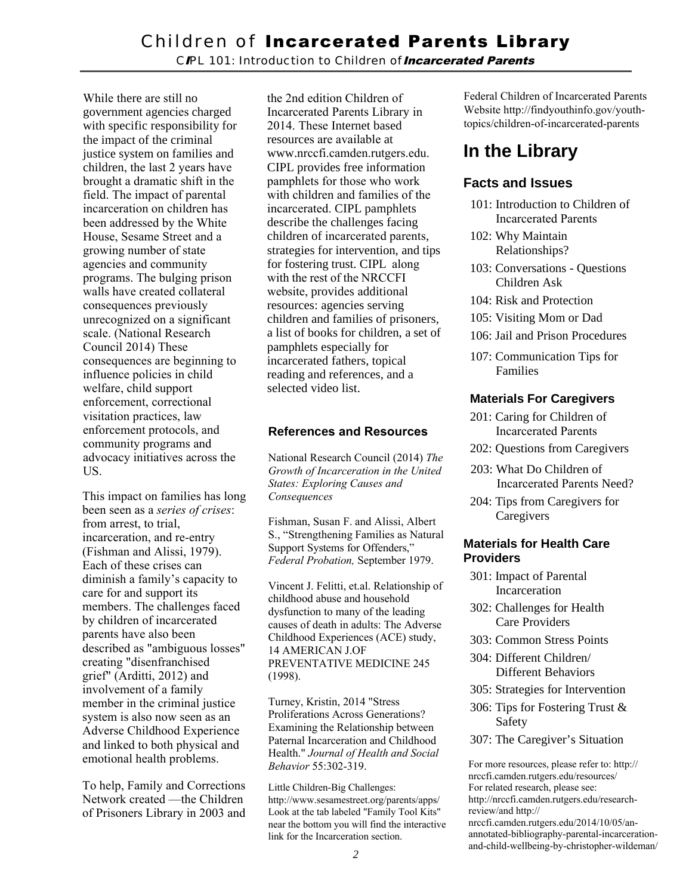While there are still no government agencies charged with specific responsibility for the impact of the criminal justice system on families and children, the last 2 years have brought a dramatic shift in the field. The impact of parental incarceration on children has been addressed by the White House, Sesame Street and a growing number of state agencies and community programs. The bulging prison walls have created collateral consequences previously unrecognized on a significant scale. (National Research Council 2014) These consequences are beginning to influence policies in child welfare, child support enforcement, correctional visitation practices, law enforcement protocols, and community programs and advocacy initiatives across the US.

This impact on families has long been seen as a *series of crises*: from arrest, to trial, incarceration, and re-entry (Fishman and Alissi, 1979). Each of these crises can diminish a family's capacity to care for and support its members. The challenges faced by children of incarcerated parents have also been described as "ambiguous losses" creating "disenfranchised grief" (Arditti, 2012) and involvement of a family member in the criminal justice system is also now seen as an Adverse Childhood Experience and linked to both physical and emotional health problems.

To help, Family and Corrections Network created —the Children of Prisoners Library in 2003 and the 2nd edition Children of Incarcerated Parents Library in 2014. These Internet based resources are available at www.nrccfi.camden.rutgers.edu. CIPL provides free information pamphlets for those who work with children and families of the incarcerated. CIPL pamphlets describe the challenges facing children of incarcerated parents, strategies for intervention, and tips for fostering trust. CIPL along with the rest of the NRCCFI website, provides additional resources: agencies serving children and families of prisoners, a list of books for children, a set of pamphlets especially for incarcerated fathers, topical reading and references, and a selected video list.

### References and Resources

National Research Council (2014) *The Growth of Incarceration in the United States: Exploring Causes and Consequences*

Fishman, Susan F. and Alissi, Albert S., "Strengthening Families as Natural Support Systems for Offenders," *Federal Probation,* September 1979.

Vincent J. Felitti, et.al. Relationship of childhood abuse and household dysfunction to many of the leading causes of death in adults: The Adverse Childhood Experiences (ACE) study, 14 AMERICAN J.OF PREVENTATIVE MEDICINE 245 (1998).

Turney, Kristin, 2014 "Stress Proliferations Across Generations? Examining the Relationship between Paternal Incarceration and Childhood Health." *Journal of Health and Social Behavior* 55:302-319.

Little Children-Big Challenges: http://www.sesamestreet.org/parents/apps/ Look at the tab labeled "Family Tool Kits" near the bottom you will find the interactive link for the Incarceration section.

Federal Children of Incarcerated Parents Website http://findyouthinfo.gov/youth-topics/children-of-incarcerated-parents

## In the Library

### Facts and Issues

- 101: Introduction to Children of Incarcerated Parents
- 102: Why Maintain Relationships?
- 103: Conversations - Questions Children Ask
- 104: Risk and Protection
- 105: Visiting Mom or Dad
- 106: Jail and Prison Procedures
- 107: Communication Tips for Families

### Materials For Caregivers

- 201: Caring for Children of Incarcerated Parents
- 202: Questions from Caregivers
- 203: What Do Children of Incarcerated Parents Need?
- 204: Tips from Caregivers for Caregivers

### Materials for Health Care Providers

- 301: Impact of Parental Incarceration
- 302: Challenges for Health Care Providers
- 303: Common Stress Points
- 304: Different Children/ Different Behaviors
- 305: Strategies for Intervention
- 306: Tips for Fostering Trust & Safety
- 307: The Caregiver's Situation

For more resources, please refer to: http://nrccfi.camden.rutgers.edu/resources/
For related research, please see: http://nrccfi.camden.rutgers.edu/research-review/and http://nrccfi.camden.rutgers.edu/2014/10/05/an-annotated-bibliography-parental-incarceration-and-child-wellbeing-by-christopher-wildeman/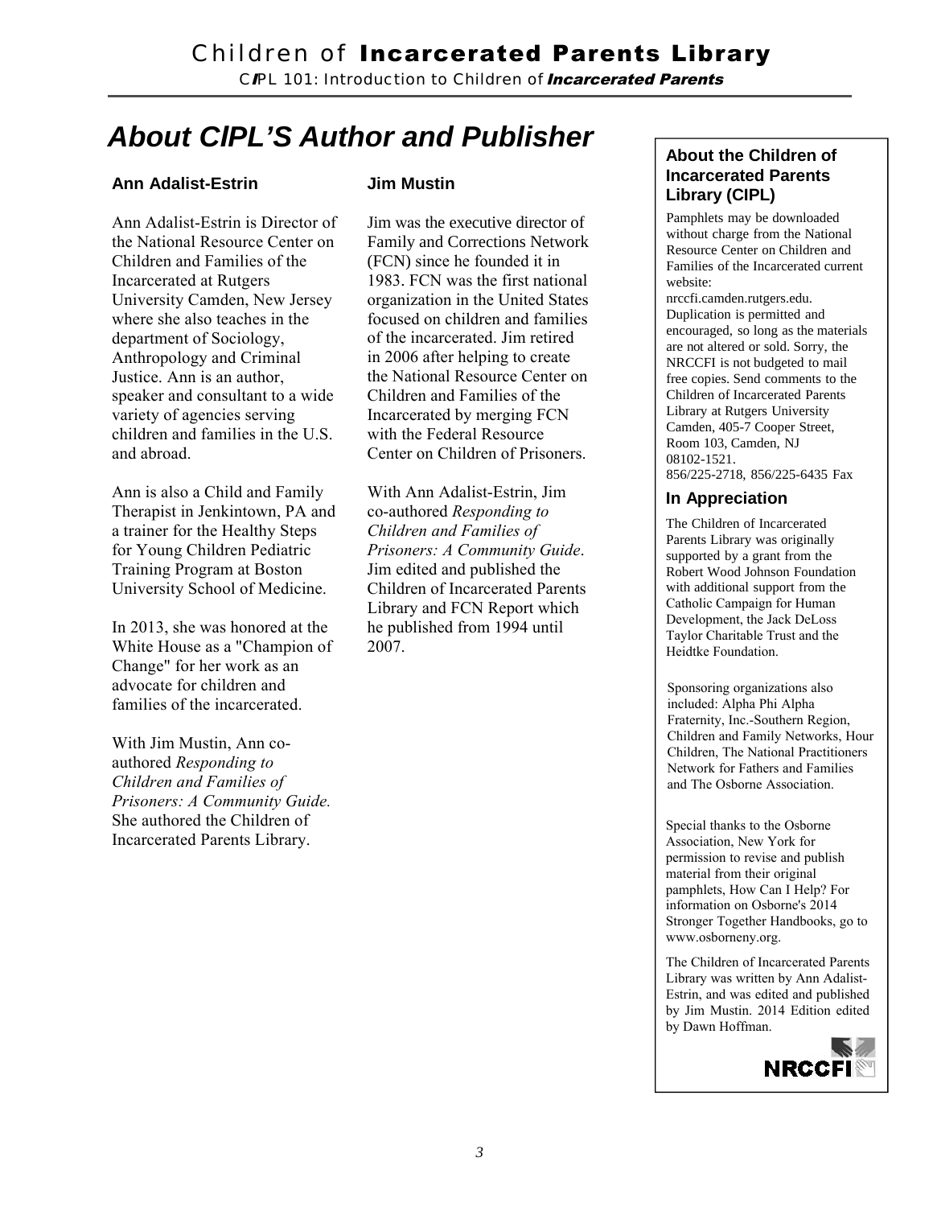# About CIPL'S Author and Publisher

### Ann Adalist-Estrin

Ann Adalist-Estrin is Director of the National Resource Center on Children and Families of the Incarcerated at Rutgers University Camden, New Jersey where she also teaches in the department of Sociology, Anthropology and Criminal Justice. Ann is an author, speaker and consultant to a wide variety of agencies serving children and families in the U.S. and abroad.

Ann is also a Child and Family Therapist in Jenkintown, PA and a trainer for the Healthy Steps for Young Children Pediatric Training Program at Boston University School of Medicine.

In 2013, she was honored at the White House as a "Champion of Change" for her work as an advocate for children and families of the incarcerated.

With Jim Mustin, Ann co-authored *Responding to Children and Families of Prisoners: A Community Guide.* She authored the Children of Incarcerated Parents Library.

### Jim Mustin

Jim was the executive director of Family and Corrections Network (FCN) since he founded it in 1983. FCN was the first national organization in the United States focused on children and families of the incarcerated. Jim retired in 2006 after helping to create the National Resource Center on Children and Families of the Incarcerated by merging FCN with the Federal Resource Center on Children of Prisoners.

With Ann Adalist-Estrin, Jim co-authored *Responding to Children and Families of Prisoners: A Community Guide*. Jim edited and published the Children of Incarcerated Parents Library and FCN Report which he published from 1994 until 2007.

### About the Children of Incarcerated Parents Library (CIPL)

Pamphlets may be downloaded without charge from the National Resource Center on Children and Families of the Incarcerated current website: nrccfi.camden.rutgers.edu. Duplication is permitted and encouraged, so long as the materials are not altered or sold. Sorry, the NRCCFI is not budgeted to mail free copies. Send comments to the Children of Incarcerated Parents Library at Rutgers University Camden, 405-7 Cooper Street, Room 103, Camden, NJ 08102-1521.
856/225-2718, 856/225-6435 Fax

### In Appreciation

The Children of Incarcerated Parents Library was originally supported by a grant from the Robert Wood Johnson Foundation with additional support from the Catholic Campaign for Human Development, the Jack DeLoss Taylor Charitable Trust and the Heidtke Foundation.

Sponsoring organizations also included: Alpha Phi Alpha Fraternity, Inc.-Southern Region, Children and Family Networks, Hour Children, The National Practitioners Network for Fathers and Families and The Osborne Association.

Special thanks to the Osborne Association, New York for permission to revise and publish material from their original pamphlets, How Can I Help? For information on Osborne's 2014 Stronger Together Handbooks, go to www.osborneny.org.

The Children of Incarcerated Parents Library was written by Ann Adalist-Estrin, and was edited and published by Jim Mustin. 2014 Edition edited by Dawn Hoffman.

NRCCFI